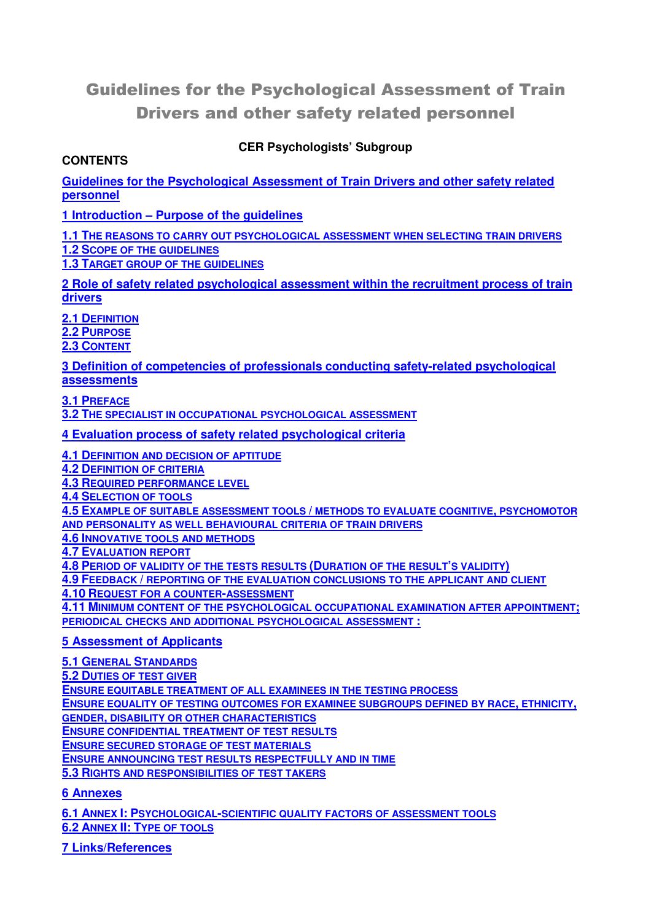# Guidelines for the Psychological Assessment of Train Drivers and other safety related personnel

**CER Psychologists' Subgroup**

**CONTENTS**

Guidelines for the Psychological Assessment of Train Drivers and other safety related personnel

1 Introduction – Purpose of the guidelines

1.1 THE REASONS TO CARRY OUT PSYCHOLOGICAL ASSESSMENT WHEN SELECTING TRAIN DRIVERS
1.2 SCOPE OF THE GUIDELINES
1.3 TARGET GROUP OF THE GUIDELINES

2 Role of safety related psychological assessment within the recruitment process of train drivers

2.1 DEFINITION
2.2 PURPOSE
2.3 CONTENT

3 Definition of competencies of professionals conducting safety-related psychological assessments

3.1 PREFACE
3.2 THE SPECIALIST IN OCCUPATIONAL PSYCHOLOGICAL ASSESSMENT

4 Evaluation process of safety related psychological criteria

4.1 DEFINITION AND DECISION OF APTITUDE
4.2 DEFINITION OF CRITERIA
4.3 REQUIRED PERFORMANCE LEVEL
4.4 SELECTION OF TOOLS
4.5 EXAMPLE OF SUITABLE ASSESSMENT TOOLS / METHODS TO EVALUATE COGNITIVE, PSYCHOMOTOR AND PERSONALITY AS WELL BEHAVIOURAL CRITERIA OF TRAIN DRIVERS
4.6 INNOVATIVE TOOLS AND METHODS
4.7 EVALUATION REPORT
4.8 PERIOD OF VALIDITY OF THE TESTS RESULTS (DURATION OF THE RESULT'S VALIDITY)
4.9 FEEDBACK / REPORTING OF THE EVALUATION CONCLUSIONS TO THE APPLICANT AND CLIENT
4.10 REQUEST FOR A COUNTER-ASSESSMENT
4.11 MINIMUM CONTENT OF THE PSYCHOLOGICAL OCCUPATIONAL EXAMINATION AFTER APPOINTMENT; PERIODICAL CHECKS AND ADDITIONAL PSYCHOLOGICAL ASSESSMENT :

5 Assessment of Applicants

5.1 GENERAL STANDARDS
5.2 DUTIES OF TEST GIVER
ENSURE EQUITABLE TREATMENT OF ALL EXAMINEES IN THE TESTING PROCESS
ENSURE EQUALITY OF TESTING OUTCOMES FOR EXAMINEE SUBGROUPS DEFINED BY RACE, ETHNICITY, GENDER, DISABILITY OR OTHER CHARACTERISTICS
ENSURE CONFIDENTIAL TREATMENT OF TEST RESULTS
ENSURE SECURED STORAGE OF TEST MATERIALS
ENSURE ANNOUNCING TEST RESULTS RESPECTFULLY AND IN TIME
5.3 RIGHTS AND RESPONSIBILITIES OF TEST TAKERS

6 Annexes

6.1 ANNEX I: PSYCHOLOGICAL-SCIENTIFIC QUALITY FACTORS OF ASSESSMENT TOOLS
6.2 ANNEX II: TYPE OF TOOLS

7 Links/References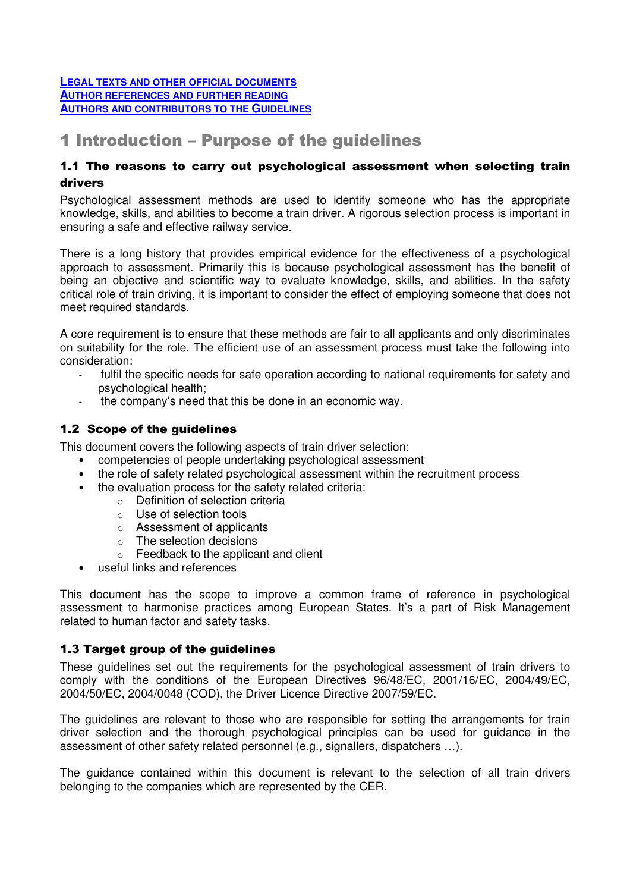[LEGAL TEXTS AND OTHER OFFICIAL DOCUMENTS](#)
[AUTHOR REFERENCES AND FURTHER READING](#)
[AUTHORS AND CONTRIBUTORS TO THE GUIDELINES](#)

# 1 Introduction – Purpose of the guidelines

## 1.1 The reasons to carry out psychological assessment when selecting train drivers

Psychological assessment methods are used to identify someone who has the appropriate knowledge, skills, and abilities to become a train driver. A rigorous selection process is important in ensuring a safe and effective railway service.

There is a long history that provides empirical evidence for the effectiveness of a psychological approach to assessment. Primarily this is because psychological assessment has the benefit of being an objective and scientific way to evaluate knowledge, skills, and abilities. In the safety critical role of train driving, it is important to consider the effect of employing someone that does not meet required standards.

A core requirement is to ensure that these methods are fair to all applicants and only discriminates on suitability for the role. The efficient use of an assessment process must take the following into consideration:

- fulfil the specific needs for safe operation according to national requirements for safety and psychological health;
- the company's need that this be done in an economic way.

## 1.2 Scope of the guidelines

This document covers the following aspects of train driver selection:

- competencies of people undertaking psychological assessment
- the role of safety related psychological assessment within the recruitment process
- the evaluation process for the safety related criteria:
  - Definition of selection criteria
  - Use of selection tools
  - Assessment of applicants
  - The selection decisions
  - Feedback to the applicant and client
- useful links and references

This document has the scope to improve a common frame of reference in psychological assessment to harmonise practices among European States. It's a part of Risk Management related to human factor and safety tasks.

## 1.3 Target group of the guidelines

These guidelines set out the requirements for the psychological assessment of train drivers to comply with the conditions of the European Directives 96/48/EC, 2001/16/EC, 2004/49/EC, 2004/50/EC, 2004/0048 (COD), the Driver Licence Directive 2007/59/EC.

The guidelines are relevant to those who are responsible for setting the arrangements for train driver selection and the thorough psychological principles can be used for guidance in the assessment of other safety related personnel (e.g., signallers, dispatchers …).

The guidance contained within this document is relevant to the selection of all train drivers belonging to the companies which are represented by the CER.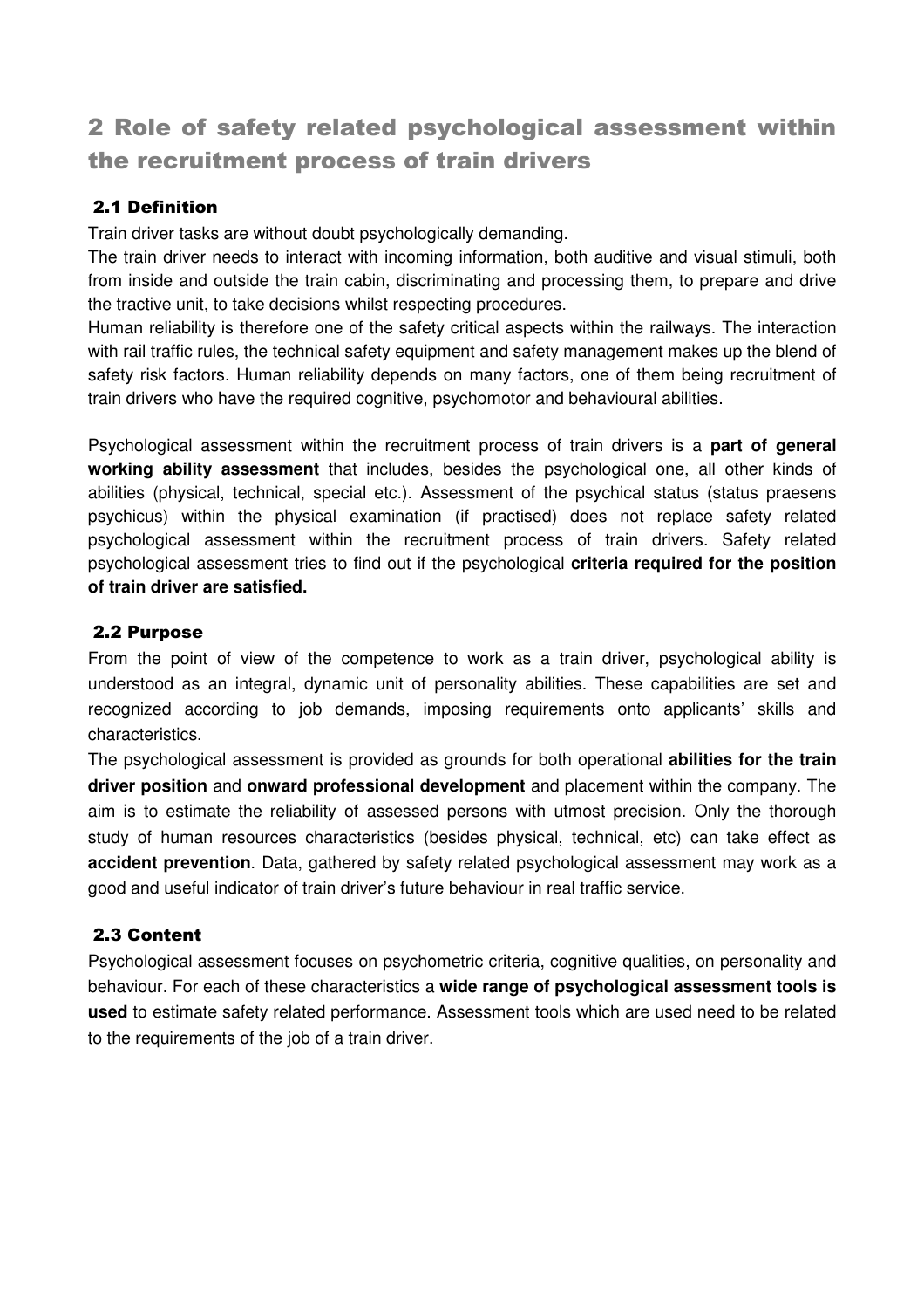# 2 Role of safety related psychological assessment within the recruitment process of train drivers

## 2.1 Definition

Train driver tasks are without doubt psychologically demanding.

The train driver needs to interact with incoming information, both auditive and visual stimuli, both from inside and outside the train cabin, discriminating and processing them, to prepare and drive the tractive unit, to take decisions whilst respecting procedures.

Human reliability is therefore one of the safety critical aspects within the railways. The interaction with rail traffic rules, the technical safety equipment and safety management makes up the blend of safety risk factors. Human reliability depends on many factors, one of them being recruitment of train drivers who have the required cognitive, psychomotor and behavioural abilities.

Psychological assessment within the recruitment process of train drivers is a **part of general working ability assessment** that includes, besides the psychological one, all other kinds of abilities (physical, technical, special etc.). Assessment of the psychical status (status praesens psychicus) within the physical examination (if practised) does not replace safety related psychological assessment within the recruitment process of train drivers. Safety related psychological assessment tries to find out if the psychological **criteria required for the position of train driver are satisfied.**

## 2.2 Purpose

From the point of view of the competence to work as a train driver, psychological ability is understood as an integral, dynamic unit of personality abilities. These capabilities are set and recognized according to job demands, imposing requirements onto applicants' skills and characteristics.

The psychological assessment is provided as grounds for both operational **abilities for the train driver position** and **onward professional development** and placement within the company. The aim is to estimate the reliability of assessed persons with utmost precision. Only the thorough study of human resources characteristics (besides physical, technical, etc) can take effect as **accident prevention**. Data, gathered by safety related psychological assessment may work as a good and useful indicator of train driver's future behaviour in real traffic service.

## 2.3 Content

Psychological assessment focuses on psychometric criteria, cognitive qualities, on personality and behaviour. For each of these characteristics a **wide range of psychological assessment tools is used** to estimate safety related performance. Assessment tools which are used need to be related to the requirements of the job of a train driver.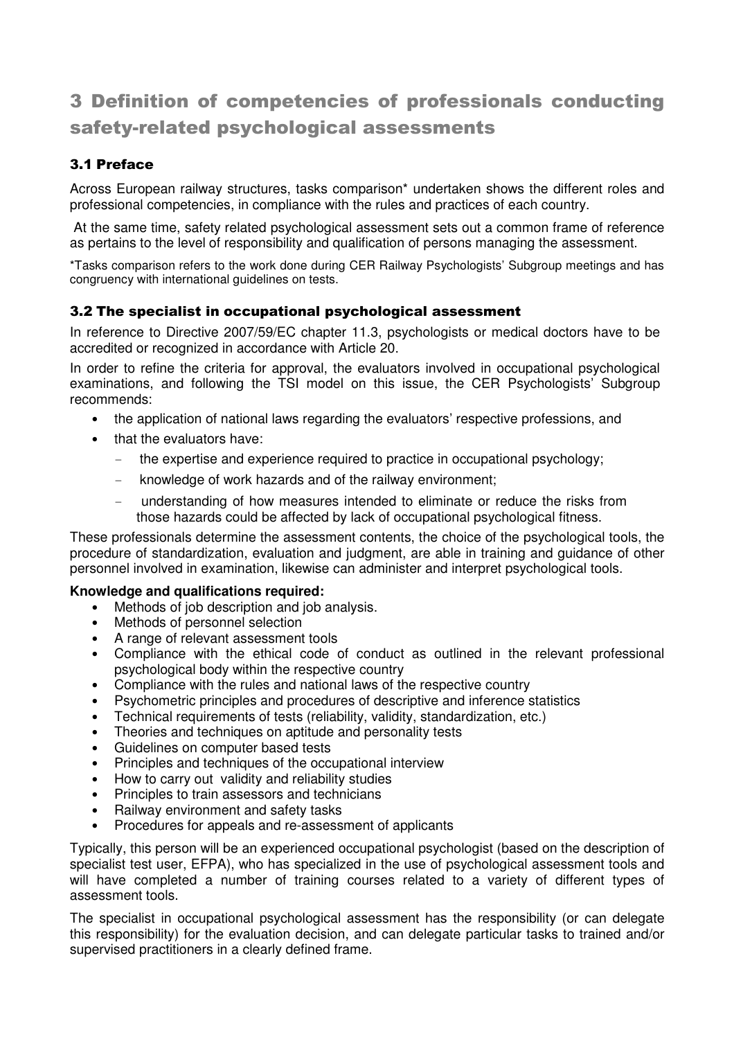# 3 Definition of competencies of professionals conducting safety-related psychological assessments

## 3.1 Preface

Across European railway structures, tasks comparison* undertaken shows the different roles and professional competencies, in compliance with the rules and practices of each country.

At the same time, safety related psychological assessment sets out a common frame of reference as pertains to the level of responsibility and qualification of persons managing the assessment.

*Tasks comparison refers to the work done during CER Railway Psychologists' Subgroup meetings and has congruency with international guidelines on tests.

## 3.2 The specialist in occupational psychological assessment

In reference to Directive 2007/59/EC chapter 11.3, psychologists or medical doctors have to be accredited or recognized in accordance with Article 20.

In order to refine the criteria for approval, the evaluators involved in occupational psychological examinations, and following the TSI model on this issue, the CER Psychologists' Subgroup recommends:

- the application of national laws regarding the evaluators' respective professions, and
- that the evaluators have:
  - the expertise and experience required to practice in occupational psychology;
  - knowledge of work hazards and of the railway environment;
  - understanding of how measures intended to eliminate or reduce the risks from those hazards could be affected by lack of occupational psychological fitness.

These professionals determine the assessment contents, the choice of the psychological tools, the procedure of standardization, evaluation and judgment, are able in training and guidance of other personnel involved in examination, likewise can administer and interpret psychological tools.

**Knowledge and qualifications required:**

- Methods of job description and job analysis.
- Methods of personnel selection
- A range of relevant assessment tools
- Compliance with the ethical code of conduct as outlined in the relevant professional psychological body within the respective country
- Compliance with the rules and national laws of the respective country
- Psychometric principles and procedures of descriptive and inference statistics
- Technical requirements of tests (reliability, validity, standardization, etc.)
- Theories and techniques on aptitude and personality tests
- Guidelines on computer based tests
- Principles and techniques of the occupational interview
- How to carry out validity and reliability studies
- Principles to train assessors and technicians
- Railway environment and safety tasks
- Procedures for appeals and re-assessment of applicants

Typically, this person will be an experienced occupational psychologist (based on the description of specialist test user, EFPA), who has specialized in the use of psychological assessment tools and will have completed a number of training courses related to a variety of different types of assessment tools.

The specialist in occupational psychological assessment has the responsibility (or can delegate this responsibility) for the evaluation decision, and can delegate particular tasks to trained and/or supervised practitioners in a clearly defined frame.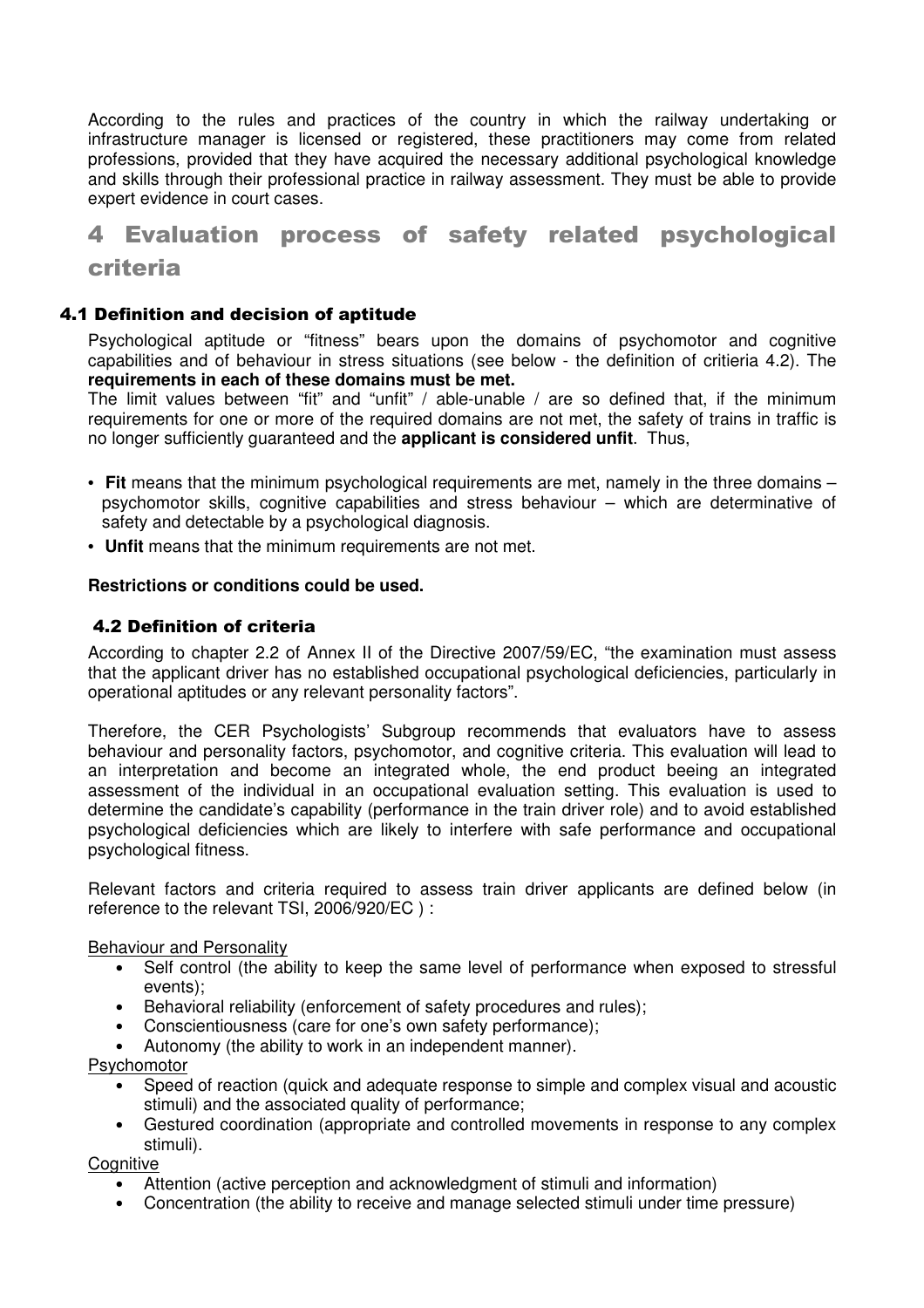According to the rules and practices of the country in which the railway undertaking or infrastructure manager is licensed or registered, these practitioners may come from related professions, provided that they have acquired the necessary additional psychological knowledge and skills through their professional practice in railway assessment. They must be able to provide expert evidence in court cases.

# 4 Evaluation process of safety related psychological criteria

## 4.1 Definition and decision of aptitude

Psychological aptitude or "fitness" bears upon the domains of psychomotor and cognitive capabilities and of behaviour in stress situations (see below - the definition of critieria 4.2). The **requirements in each of these domains must be met.**

The limit values between "fit" and "unfit" / able-unable / are so defined that, if the minimum requirements for one or more of the required domains are not met, the safety of trains in traffic is no longer sufficiently guaranteed and the **applicant is considered unfit**. Thus,

- **Fit** means that the minimum psychological requirements are met, namely in the three domains – psychomotor skills, cognitive capabilities and stress behaviour – which are determinative of safety and detectable by a psychological diagnosis.
- **Unfit** means that the minimum requirements are not met.

**Restrictions or conditions could be used.**

## 4.2 Definition of criteria

According to chapter 2.2 of Annex II of the Directive 2007/59/EC, "the examination must assess that the applicant driver has no established occupational psychological deficiencies, particularly in operational aptitudes or any relevant personality factors".

Therefore, the CER Psychologists' Subgroup recommends that evaluators have to assess behaviour and personality factors, psychomotor, and cognitive criteria. This evaluation will lead to an interpretation and become an integrated whole, the end product beeing an integrated assessment of the individual in an occupational evaluation setting. This evaluation is used to determine the candidate's capability (performance in the train driver role) and to avoid established psychological deficiencies which are likely to interfere with safe performance and occupational psychological fitness.

Relevant factors and criteria required to assess train driver applicants are defined below (in reference to the relevant TSI, 2006/920/EC ) :

Behaviour and Personality

- Self control (the ability to keep the same level of performance when exposed to stressful events);
- Behavioral reliability (enforcement of safety procedures and rules);
- Conscientiousness (care for one's own safety performance);
- Autonomy (the ability to work in an independent manner).

Psychomotor

- Speed of reaction (quick and adequate response to simple and complex visual and acoustic stimuli) and the associated quality of performance;
- Gestured coordination (appropriate and controlled movements in response to any complex stimuli).

Cognitive

- Attention (active perception and acknowledgment of stimuli and information)
- Concentration (the ability to receive and manage selected stimuli under time pressure)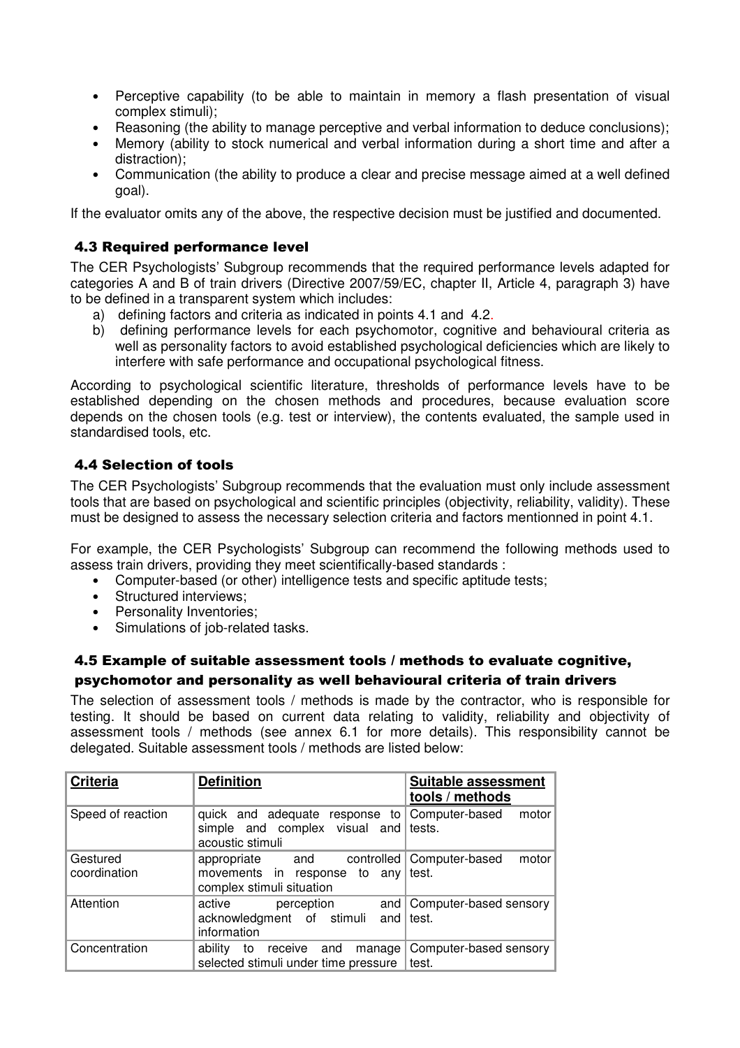- Perceptive capability (to be able to maintain in memory a flash presentation of visual complex stimuli);
- Reasoning (the ability to manage perceptive and verbal information to deduce conclusions);
- Memory (ability to stock numerical and verbal information during a short time and after a distraction);
- Communication (the ability to produce a clear and precise message aimed at a well defined goal).

If the evaluator omits any of the above, the respective decision must be justified and documented.

### 4.3 Required performance level

The CER Psychologists' Subgroup recommends that the required performance levels adapted for categories A and B of train drivers (Directive 2007/59/EC, chapter II, Article 4, paragraph 3) have to be defined in a transparent system which includes:

a) defining factors and criteria as indicated in points 4.1 and 4.2.
b) defining performance levels for each psychomotor, cognitive and behavioural criteria as well as personality factors to avoid established psychological deficiencies which are likely to interfere with safe performance and occupational psychological fitness.

According to psychological scientific literature, thresholds of performance levels have to be established depending on the chosen methods and procedures, because evaluation score depends on the chosen tools (e.g. test or interview), the contents evaluated, the sample used in standardised tools, etc.

### 4.4 Selection of tools

The CER Psychologists' Subgroup recommends that the evaluation must only include assessment tools that are based on psychological and scientific principles (objectivity, reliability, validity). These must be designed to assess the necessary selection criteria and factors mentionned in point 4.1.

For example, the CER Psychologists' Subgroup can recommend the following methods used to assess train drivers, providing they meet scientifically-based standards :

- Computer-based (or other) intelligence tests and specific aptitude tests;
- Structured interviews;
- Personality Inventories;
- Simulations of job-related tasks.

### 4.5 Example of suitable assessment tools / methods to evaluate cognitive, psychomotor and personality as well behavioural criteria of train drivers

The selection of assessment tools / methods is made by the contractor, who is responsible for testing. It should be based on current data relating to validity, reliability and objectivity of assessment tools / methods (see annex 6.1 for more details). This responsibility cannot be delegated. Suitable assessment tools / methods are listed below:

| Criteria | Definition | Suitable assessment tools / methods |
|---|---|---|
| Speed of reaction | quick and adequate response to simple and complex visual and acoustic stimuli | Computer-based motor tests. |
| Gestured coordination | appropriate and controlled movements in response to any complex stimuli situation | Computer-based motor test. |
| Attention | active perception and acknowledgment of stimuli and information | Computer-based sensory test. |
| Concentration | ability to receive and manage selected stimuli under time pressure | Computer-based sensory test. |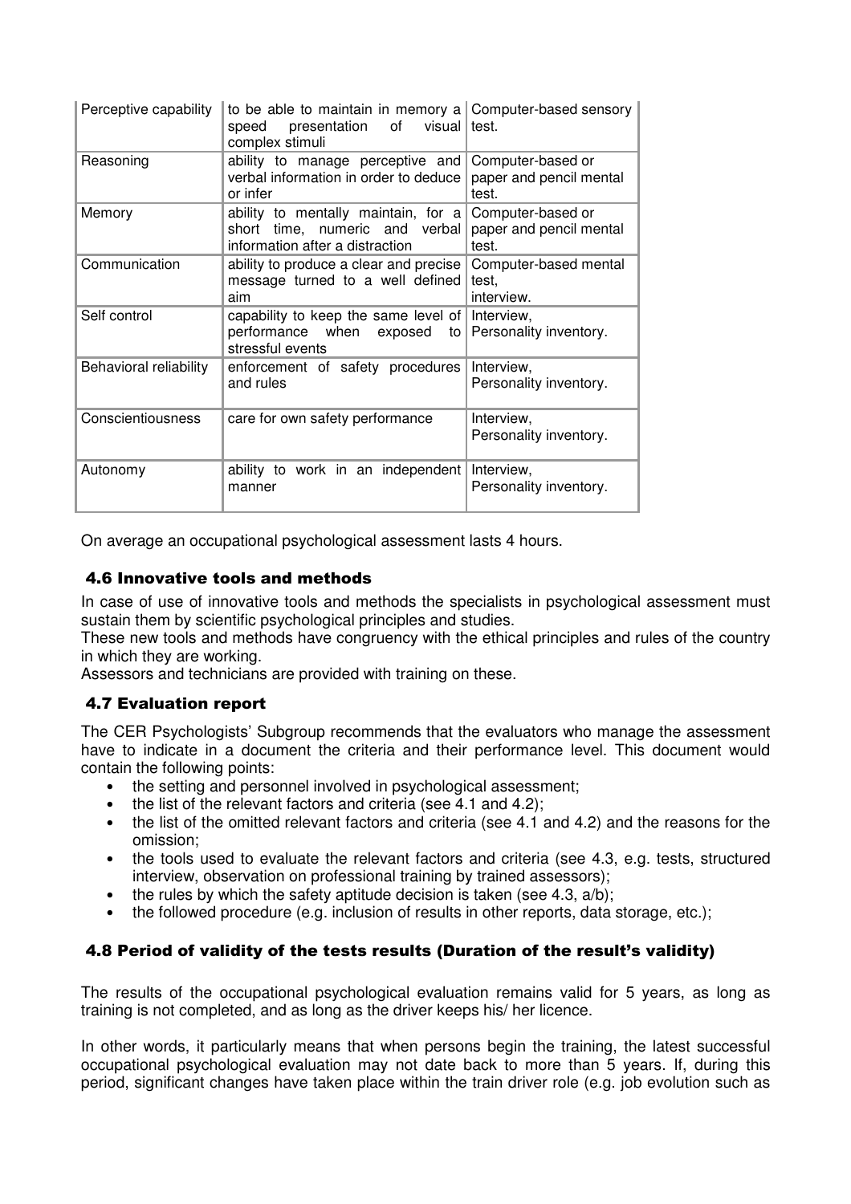| Perceptive capability | to be able to maintain in memory a speed presentation of visual complex stimuli | Computer-based sensory test. |
|---|---|---|
| Reasoning | ability to manage perceptive and verbal information in order to deduce or infer | Computer-based or paper and pencil mental test. |
| Memory | ability to mentally maintain, for a short time, numeric and verbal information after a distraction | Computer-based or paper and pencil mental test. |
| Communication | ability to produce a clear and precise message turned to a well defined aim | Computer-based mental test, interview. |
| Self control | capability to keep the same level of performance when exposed to stressful events | Interview, Personality inventory. |
| Behavioral reliability | enforcement of safety procedures and rules | Interview, Personality inventory. |
| Conscientiousness | care for own safety performance | Interview, Personality inventory. |
| Autonomy | ability to work in an independent manner | Interview, Personality inventory. |

On average an occupational psychological assessment lasts 4 hours.

### 4.6 Innovative tools and methods

In case of use of innovative tools and methods the specialists in psychological assessment must sustain them by scientific psychological principles and studies.

These new tools and methods have congruency with the ethical principles and rules of the country in which they are working.

Assessors and technicians are provided with training on these.

### 4.7 Evaluation report

The CER Psychologists' Subgroup recommends that the evaluators who manage the assessment have to indicate in a document the criteria and their performance level. This document would contain the following points:

- the setting and personnel involved in psychological assessment;
- the list of the relevant factors and criteria (see 4.1 and 4.2);
- the list of the omitted relevant factors and criteria (see 4.1 and 4.2) and the reasons for the omission;
- the tools used to evaluate the relevant factors and criteria (see 4.3, e.g. tests, structured interview, observation on professional training by trained assessors);
- the rules by which the safety aptitude decision is taken (see 4.3, a/b);
- the followed procedure (e.g. inclusion of results in other reports, data storage, etc.);

### 4.8 Period of validity of the tests results (Duration of the result's validity)

The results of the occupational psychological evaluation remains valid for 5 years, as long as training is not completed, and as long as the driver keeps his/ her licence.

In other words, it particularly means that when persons begin the training, the latest successful occupational psychological evaluation may not date back to more than 5 years. If, during this period, significant changes have taken place within the train driver role (e.g. job evolution such as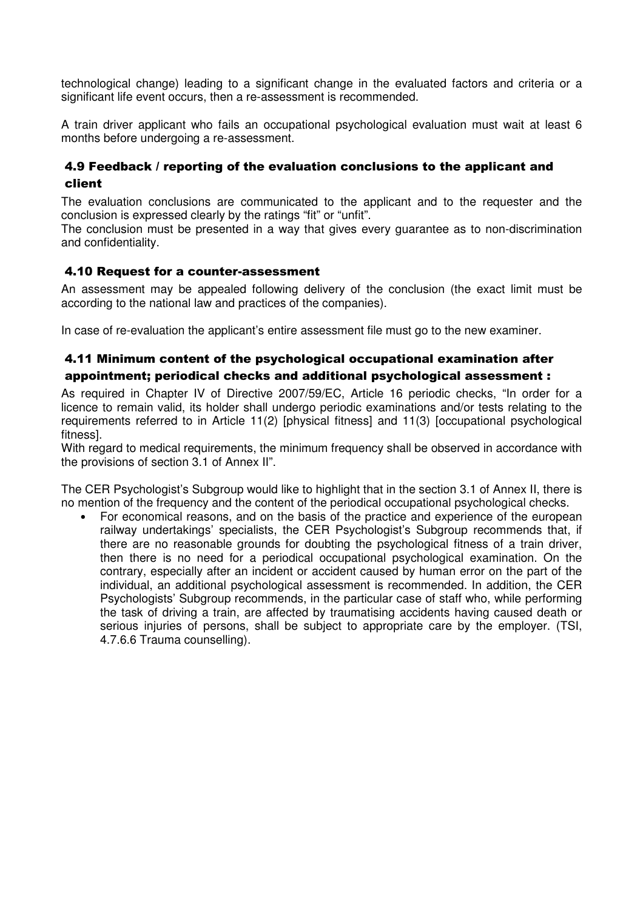technological change) leading to a significant change in the evaluated factors and criteria or a significant life event occurs, then a re-assessment is recommended.

A train driver applicant who fails an occupational psychological evaluation must wait at least 6 months before undergoing a re-assessment.

### 4.9 Feedback / reporting of the evaluation conclusions to the applicant and client

The evaluation conclusions are communicated to the applicant and to the requester and the conclusion is expressed clearly by the ratings "fit" or "unfit".
The conclusion must be presented in a way that gives every guarantee as to non-discrimination and confidentiality.

### 4.10 Request for a counter-assessment

An assessment may be appealed following delivery of the conclusion (the exact limit must be according to the national law and practices of the companies).

In case of re-evaluation the applicant's entire assessment file must go to the new examiner.

### 4.11 Minimum content of the psychological occupational examination after appointment; periodical checks and additional psychological assessment :

As required in Chapter IV of Directive 2007/59/EC, Article 16 periodic checks, "In order for a licence to remain valid, its holder shall undergo periodic examinations and/or tests relating to the requirements referred to in Article 11(2) [physical fitness] and 11(3) [occupational psychological fitness].
With regard to medical requirements, the minimum frequency shall be observed in accordance with the provisions of section 3.1 of Annex II".

The CER Psychologist's Subgroup would like to highlight that in the section 3.1 of Annex II, there is no mention of the frequency and the content of the periodical occupational psychological checks.

- For economical reasons, and on the basis of the practice and experience of the european railway undertakings' specialists, the CER Psychologist's Subgroup recommends that, if there are no reasonable grounds for doubting the psychological fitness of a train driver, then there is no need for a periodical occupational psychological examination. On the contrary, especially after an incident or accident caused by human error on the part of the individual, an additional psychological assessment is recommended. In addition, the CER Psychologists' Subgroup recommends, in the particular case of staff who, while performing the task of driving a train, are affected by traumatising accidents having caused death or serious injuries of persons, shall be subject to appropriate care by the employer. (TSI, 4.7.6.6 Trauma counselling).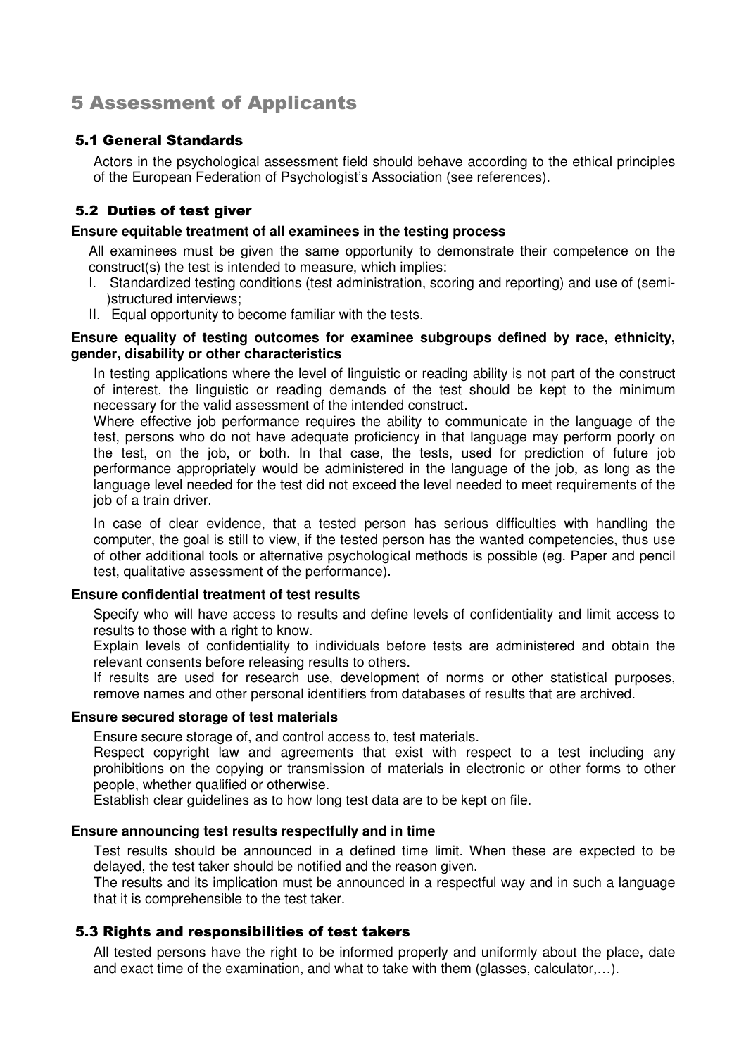# 5 Assessment of Applicants

## 5.1 General Standards

Actors in the psychological assessment field should behave according to the ethical principles of the European Federation of Psychologist's Association (see references).

## 5.2 Duties of test giver

**Ensure equitable treatment of all examinees in the testing process**

All examinees must be given the same opportunity to demonstrate their competence on the construct(s) the test is intended to measure, which implies:

I. Standardized testing conditions (test administration, scoring and reporting) and use of (semi-)structured interviews;
II. Equal opportunity to become familiar with the tests.

**Ensure equality of testing outcomes for examinee subgroups defined by race, ethnicity, gender, disability or other characteristics**

In testing applications where the level of linguistic or reading ability is not part of the construct of interest, the linguistic or reading demands of the test should be kept to the minimum necessary for the valid assessment of the intended construct.

Where effective job performance requires the ability to communicate in the language of the test, persons who do not have adequate proficiency in that language may perform poorly on the test, on the job, or both. In that case, the tests, used for prediction of future job performance appropriately would be administered in the language of the job, as long as the language level needed for the test did not exceed the level needed to meet requirements of the job of a train driver.

In case of clear evidence, that a tested person has serious difficulties with handling the computer, the goal is still to view, if the tested person has the wanted competencies, thus use of other additional tools or alternative psychological methods is possible (eg. Paper and pencil test, qualitative assessment of the performance).

**Ensure confidential treatment of test results**

Specify who will have access to results and define levels of confidentiality and limit access to results to those with a right to know.

Explain levels of confidentiality to individuals before tests are administered and obtain the relevant consents before releasing results to others.

If results are used for research use, development of norms or other statistical purposes, remove names and other personal identifiers from databases of results that are archived.

**Ensure secured storage of test materials**

Ensure secure storage of, and control access to, test materials.

Respect copyright law and agreements that exist with respect to a test including any prohibitions on the copying or transmission of materials in electronic or other forms to other people, whether qualified or otherwise.

Establish clear guidelines as to how long test data are to be kept on file.

**Ensure announcing test results respectfully and in time**

Test results should be announced in a defined time limit. When these are expected to be delayed, the test taker should be notified and the reason given.

The results and its implication must be announced in a respectful way and in such a language that it is comprehensible to the test taker.

## 5.3 Rights and responsibilities of test takers

All tested persons have the right to be informed properly and uniformly about the place, date and exact time of the examination, and what to take with them (glasses, calculator,…).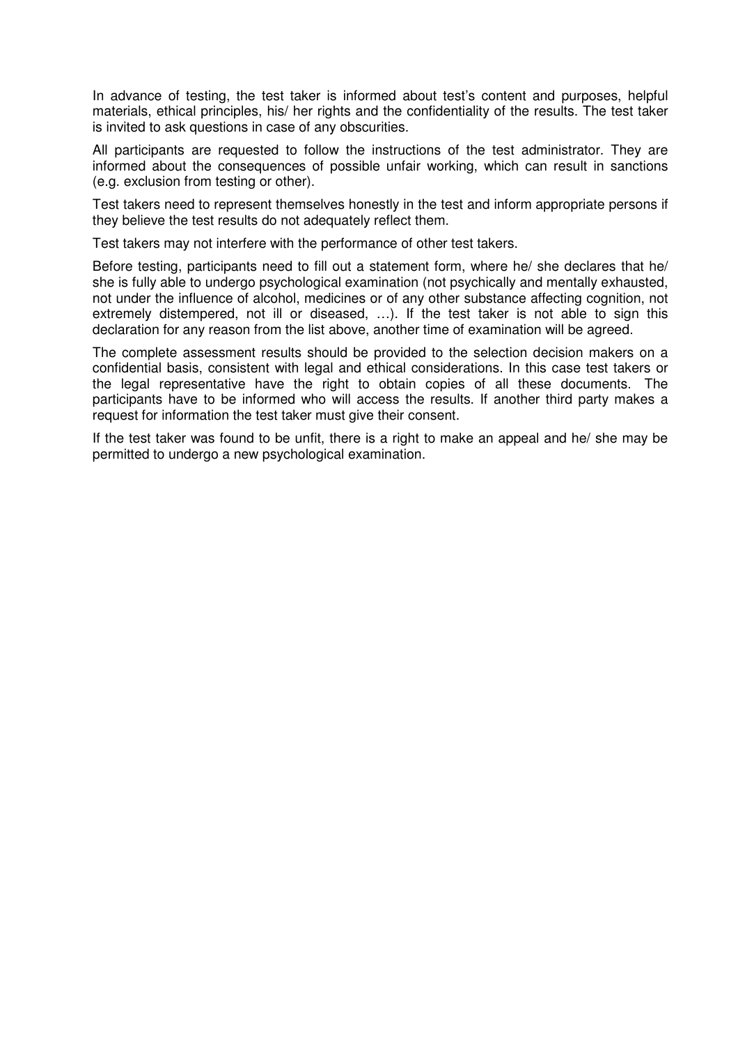In advance of testing, the test taker is informed about test's content and purposes, helpful materials, ethical principles, his/ her rights and the confidentiality of the results. The test taker is invited to ask questions in case of any obscurities.

All participants are requested to follow the instructions of the test administrator. They are informed about the consequences of possible unfair working, which can result in sanctions (e.g. exclusion from testing or other).

Test takers need to represent themselves honestly in the test and inform appropriate persons if they believe the test results do not adequately reflect them.

Test takers may not interfere with the performance of other test takers.

Before testing, participants need to fill out a statement form, where he/ she declares that he/ she is fully able to undergo psychological examination (not psychically and mentally exhausted, not under the influence of alcohol, medicines or of any other substance affecting cognition, not extremely distempered, not ill or diseased, …). If the test taker is not able to sign this declaration for any reason from the list above, another time of examination will be agreed.

The complete assessment results should be provided to the selection decision makers on a confidential basis, consistent with legal and ethical considerations. In this case test takers or the legal representative have the right to obtain copies of all these documents. The participants have to be informed who will access the results. If another third party makes a request for information the test taker must give their consent.

If the test taker was found to be unfit, there is a right to make an appeal and he/ she may be permitted to undergo a new psychological examination.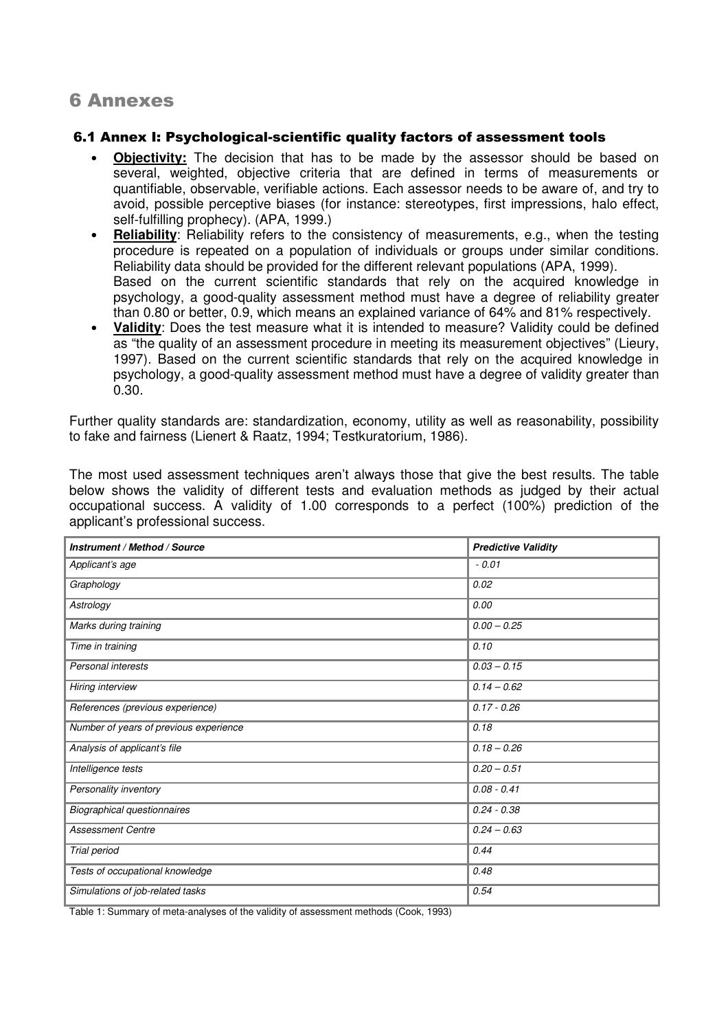# 6 Annexes

## 6.1 Annex I: Psychological-scientific quality factors of assessment tools

- **Objectivity:** The decision that has to be made by the assessor should be based on several, weighted, objective criteria that are defined in terms of measurements or quantifiable, observable, verifiable actions. Each assessor needs to be aware of, and try to avoid, possible perceptive biases (for instance: stereotypes, first impressions, halo effect, self-fulfilling prophecy). (APA, 1999.)
- **Reliability**: Reliability refers to the consistency of measurements, e.g., when the testing procedure is repeated on a population of individuals or groups under similar conditions. Reliability data should be provided for the different relevant populations (APA, 1999).
  Based on the current scientific standards that rely on the acquired knowledge in psychology, a good-quality assessment method must have a degree of reliability greater than 0.80 or better, 0.9, which means an explained variance of 64% and 81% respectively.
- **Validity**: Does the test measure what it is intended to measure? Validity could be defined as "the quality of an assessment procedure in meeting its measurement objectives" (Lieury, 1997). Based on the current scientific standards that rely on the acquired knowledge in psychology, a good-quality assessment method must have a degree of validity greater than 0.30.

Further quality standards are: standardization, economy, utility as well as reasonability, possibility to fake and fairness (Lienert & Raatz, 1994; Testkuratorium, 1986).

The most used assessment techniques aren't always those that give the best results. The table below shows the validity of different tests and evaluation methods as judged by their actual occupational success. A validity of 1.00 corresponds to a perfect (100%) prediction of the applicant's professional success.

| *Instrument / Method / Source* | *Predictive Validity* |
|---|---|
| *Applicant's age* | *- 0.01* |
| *Graphology* | *0.02* |
| *Astrology* | *0.00* |
| *Marks during training* | *0.00 – 0.25* |
| *Time in training* | *0.10* |
| *Personal interests* | *0.03 – 0.15* |
| *Hiring interview* | *0.14 – 0.62* |
| *References (previous experience)* | *0.17 - 0.26* |
| *Number of years of previous experience* | *0.18* |
| *Analysis of applicant's file* | *0.18 – 0.26* |
| *Intelligence tests* | *0.20 – 0.51* |
| *Personality inventory* | *0.08 - 0.41* |
| *Biographical questionnaires* | *0.24 - 0.38* |
| *Assessment Centre* | *0.24 – 0.63* |
| *Trial period* | *0.44* |
| *Tests of occupational knowledge* | *0.48* |
| *Simulations of job-related tasks* | *0.54* |

Table 1: Summary of meta-analyses of the validity of assessment methods (Cook, 1993)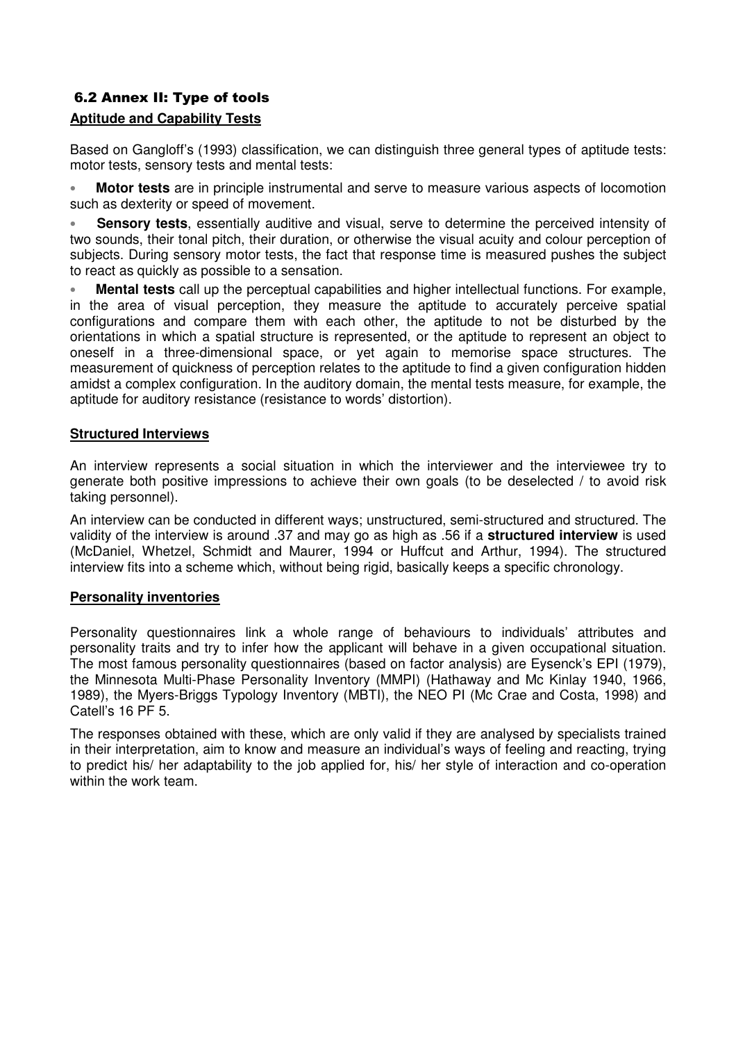## 6.2 Annex II: Type of tools

**Aptitude and Capability Tests**

Based on Gangloff's (1993) classification, we can distinguish three general types of aptitude tests: motor tests, sensory tests and mental tests:

- **Motor tests** are in principle instrumental and serve to measure various aspects of locomotion such as dexterity or speed of movement.
- **Sensory tests**, essentially auditive and visual, serve to determine the perceived intensity of two sounds, their tonal pitch, their duration, or otherwise the visual acuity and colour perception of subjects. During sensory motor tests, the fact that response time is measured pushes the subject to react as quickly as possible to a sensation.
- **Mental tests** call up the perceptual capabilities and higher intellectual functions. For example, in the area of visual perception, they measure the aptitude to accurately perceive spatial configurations and compare them with each other, the aptitude to not be disturbed by the orientations in which a spatial structure is represented, or the aptitude to represent an object to oneself in a three-dimensional space, or yet again to memorise space structures. The measurement of quickness of perception relates to the aptitude to find a given configuration hidden amidst a complex configuration. In the auditory domain, the mental tests measure, for example, the aptitude for auditory resistance (resistance to words' distortion).

**Structured Interviews**

An interview represents a social situation in which the interviewer and the interviewee try to generate both positive impressions to achieve their own goals (to be deselected / to avoid risk taking personnel).

An interview can be conducted in different ways; unstructured, semi-structured and structured. The validity of the interview is around .37 and may go as high as .56 if a **structured interview** is used (McDaniel, Whetzel, Schmidt and Maurer, 1994 or Huffcut and Arthur, 1994). The structured interview fits into a scheme which, without being rigid, basically keeps a specific chronology.

**Personality inventories**

Personality questionnaires link a whole range of behaviours to individuals' attributes and personality traits and try to infer how the applicant will behave in a given occupational situation. The most famous personality questionnaires (based on factor analysis) are Eysenck's EPI (1979), the Minnesota Multi-Phase Personality Inventory (MMPI) (Hathaway and Mc Kinlay 1940, 1966, 1989), the Myers-Briggs Typology Inventory (MBTI), the NEO PI (Mc Crae and Costa, 1998) and Catell's 16 PF 5.

The responses obtained with these, which are only valid if they are analysed by specialists trained in their interpretation, aim to know and measure an individual's ways of feeling and reacting, trying to predict his/ her adaptability to the job applied for, his/ her style of interaction and co-operation within the work team.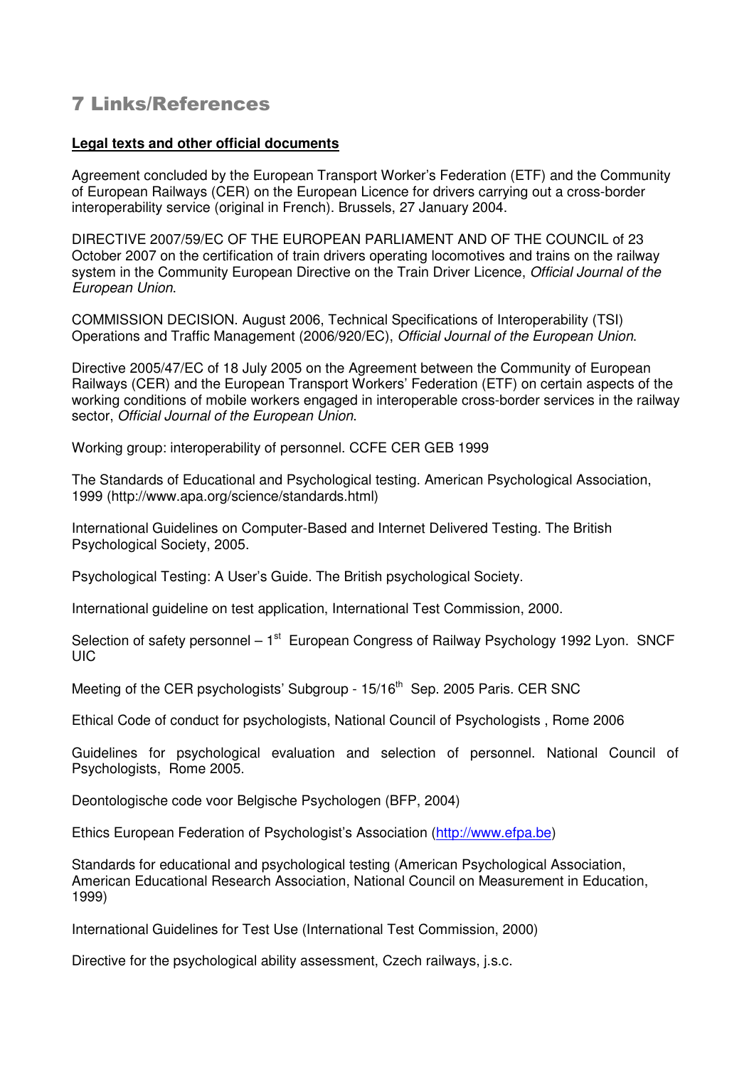# 7 Links/References

**Legal texts and other official documents**

Agreement concluded by the European Transport Worker's Federation (ETF) and the Community of European Railways (CER) on the European Licence for drivers carrying out a cross-border interoperability service (original in French). Brussels, 27 January 2004.

DIRECTIVE 2007/59/EC OF THE EUROPEAN PARLIAMENT AND OF THE COUNCIL of 23 October 2007 on the certification of train drivers operating locomotives and trains on the railway system in the Community European Directive on the Train Driver Licence, *Official Journal of the European Union*.

COMMISSION DECISION. August 2006, Technical Specifications of Interoperability (TSI) Operations and Traffic Management (2006/920/EC), *Official Journal of the European Union*.

Directive 2005/47/EC of 18 July 2005 on the Agreement between the Community of European Railways (CER) and the European Transport Workers' Federation (ETF) on certain aspects of the working conditions of mobile workers engaged in interoperable cross-border services in the railway sector, *Official Journal of the European Union*.

Working group: interoperability of personnel. CCFE CER GEB 1999

The Standards of Educational and Psychological testing. American Psychological Association, 1999 (http://www.apa.org/science/standards.html)

International Guidelines on Computer-Based and Internet Delivered Testing. The British Psychological Society, 2005.

Psychological Testing: A User's Guide. The British psychological Society.

International guideline on test application, International Test Commission, 2000.

Selection of safety personnel – 1st European Congress of Railway Psychology 1992 Lyon. SNCF UIC

Meeting of the CER psychologists' Subgroup - 15/16th Sep. 2005 Paris. CER SNC

Ethical Code of conduct for psychologists, National Council of Psychologists , Rome 2006

Guidelines for psychological evaluation and selection of personnel. National Council of Psychologists, Rome 2005.

Deontologische code voor Belgische Psychologen (BFP, 2004)

Ethics European Federation of Psychologist's Association (http://www.efpa.be)

Standards for educational and psychological testing (American Psychological Association, American Educational Research Association, National Council on Measurement in Education, 1999)

International Guidelines for Test Use (International Test Commission, 2000)

Directive for the psychological ability assessment, Czech railways, j.s.c.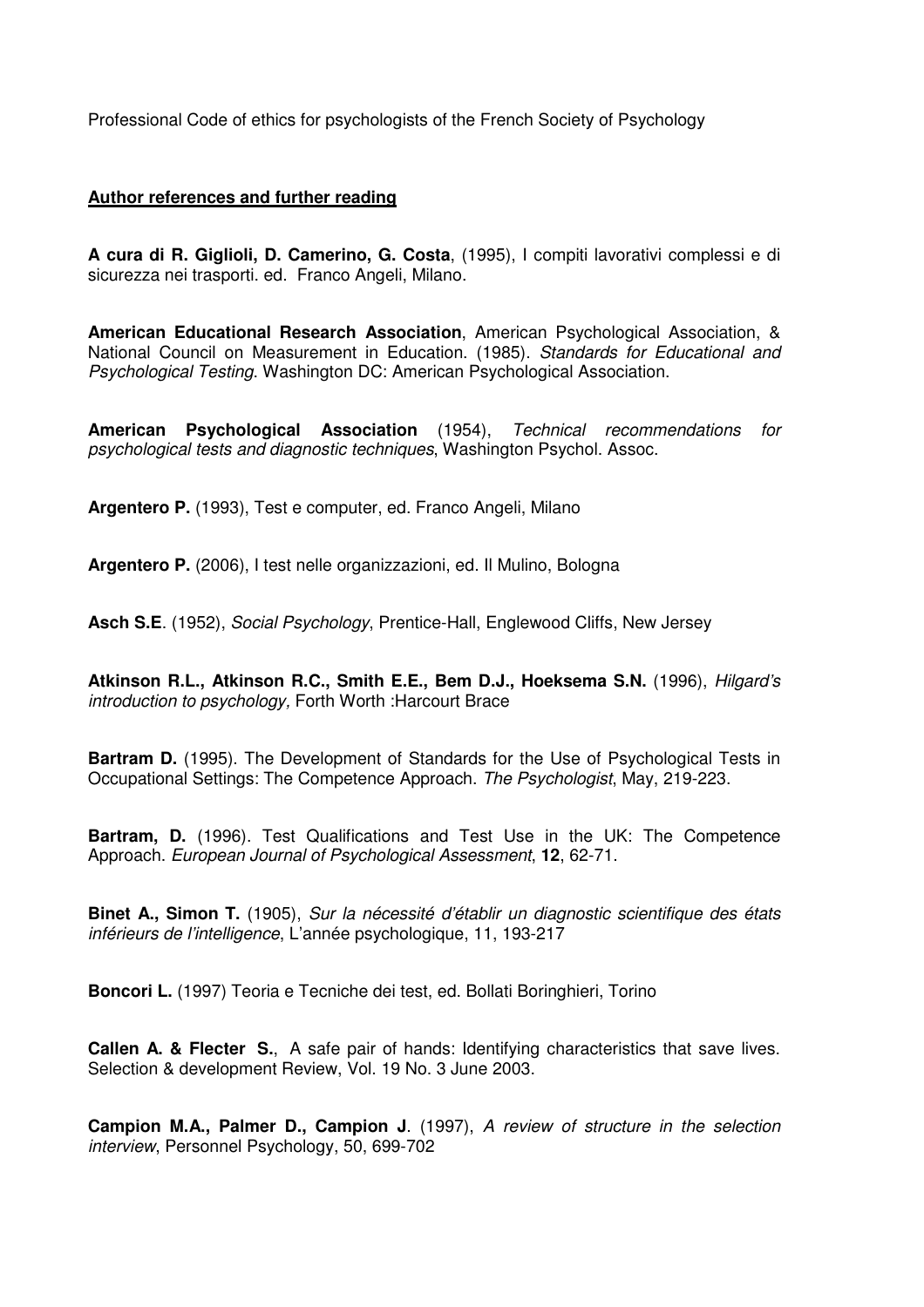Professional Code of ethics for psychologists of the French Society of Psychology

**Author references and further reading**

**A cura di R. Giglioli, D. Camerino, G. Costa**, (1995), I compiti lavorativi complessi e di sicurezza nei trasporti. ed. Franco Angeli, Milano.

**American Educational Research Association**, American Psychological Association, & National Council on Measurement in Education. (1985). *Standards for Educational and Psychological Testing*. Washington DC: American Psychological Association.

**American Psychological Association** (1954), *Technical recommendations for psychological tests and diagnostic techniques*, Washington Psychol. Assoc.

**Argentero P.** (1993), Test e computer, ed. Franco Angeli, Milano

**Argentero P.** (2006), I test nelle organizzazioni, ed. Il Mulino, Bologna

**Asch S.E**. (1952), *Social Psychology*, Prentice-Hall, Englewood Cliffs, New Jersey

**Atkinson R.L., Atkinson R.C., Smith E.E., Bem D.J., Hoeksema S.N.** (1996), *Hilgard's introduction to psychology,* Forth Worth :Harcourt Brace

**Bartram D.** (1995). The Development of Standards for the Use of Psychological Tests in Occupational Settings: The Competence Approach. *The Psychologist*, May, 219-223.

**Bartram, D.** (1996). Test Qualifications and Test Use in the UK: The Competence Approach. *European Journal of Psychological Assessment*, **12**, 62-71.

**Binet A., Simon T.** (1905), *Sur la nécessité d'établir un diagnostic scientifique des états inférieurs de l'intelligence*, L'année psychologique, 11, 193-217

**Boncori L.** (1997) Teoria e Tecniche dei test, ed. Bollati Boringhieri, Torino

**Callen A. & Flecter S.**, A safe pair of hands: Identifying characteristics that save lives. Selection & development Review, Vol. 19 No. 3 June 2003.

**Campion M.A., Palmer D., Campion J**. (1997), *A review of structure in the selection interview*, Personnel Psychology, 50, 699-702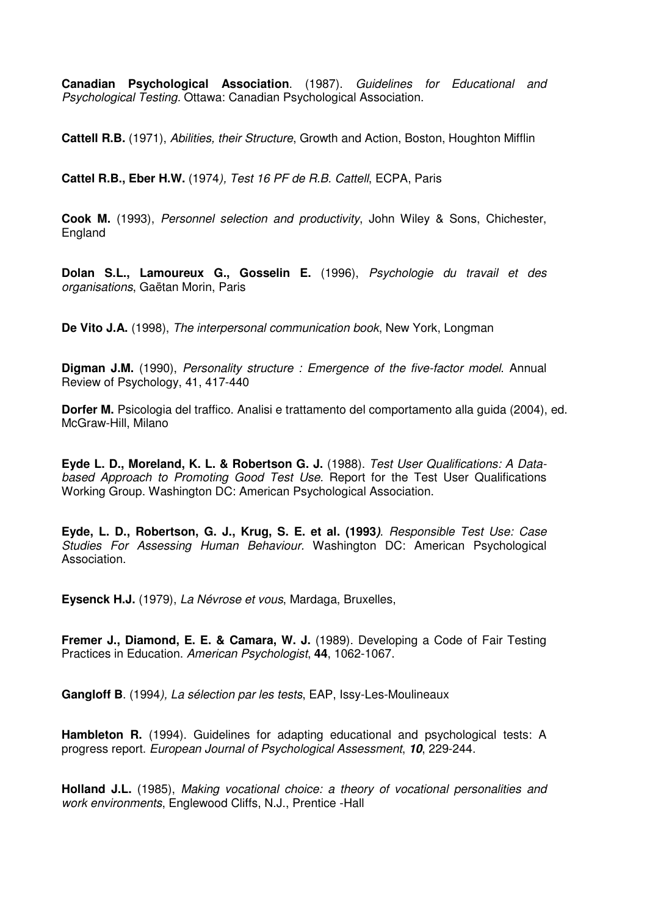**Canadian Psychological Association**. (1987). *Guidelines for Educational and Psychological Testing.* Ottawa: Canadian Psychological Association.

**Cattell R.B.** (1971), *Abilities, their Structure*, Growth and Action, Boston, Houghton Mifflin

**Cattel R.B., Eber H.W.** (1974*), Test 16 PF de R.B. Cattell*, ECPA, Paris

**Cook M.** (1993), *Personnel selection and productivity*, John Wiley & Sons, Chichester, England

**Dolan S.L., Lamoureux G., Gosselin E.** (1996), *Psychologie du travail et des organisations*, Gaëtan Morin, Paris

**De Vito J.A.** (1998), *The interpersonal communication book*, New York, Longman

**Digman J.M.** (1990), *Personality structure : Emergence of the five-factor model*. Annual Review of Psychology, 41, 417-440

**Dorfer M.** Psicologia del traffico. Analisi e trattamento del comportamento alla guida (2004), ed. McGraw-Hill, Milano

**Eyde L. D., Moreland, K. L. & Robertson G. J.** (1988). *Test User Qualifications: A Data-based Approach to Promoting Good Test Use.* Report for the Test User Qualifications Working Group. Washington DC: American Psychological Association.

**Eyde, L. D., Robertson, G. J., Krug, S. E. et al. (1993***). Responsible Test Use: Case Studies For Assessing Human Behaviour.* Washington DC: American Psychological Association.

**Eysenck H.J.** (1979), *La Névrose et vous*, Mardaga, Bruxelles,

**Fremer J., Diamond, E. E. & Camara, W. J.** (1989). Developing a Code of Fair Testing Practices in Education. *American Psychologist*, **44**, 1062-1067.

**Gangloff B**. (1994*), La sélection par les tests*, EAP, Issy-Les-Moulineaux

**Hambleton R.** (1994). Guidelines for adapting educational and psychological tests: A progress report. *European Journal of Psychological Assessment*, ***10***, 229-244.

**Holland J.L.** (1985), *Making vocational choice: a theory of vocational personalities and work environments*, Englewood Cliffs, N.J., Prentice -Hall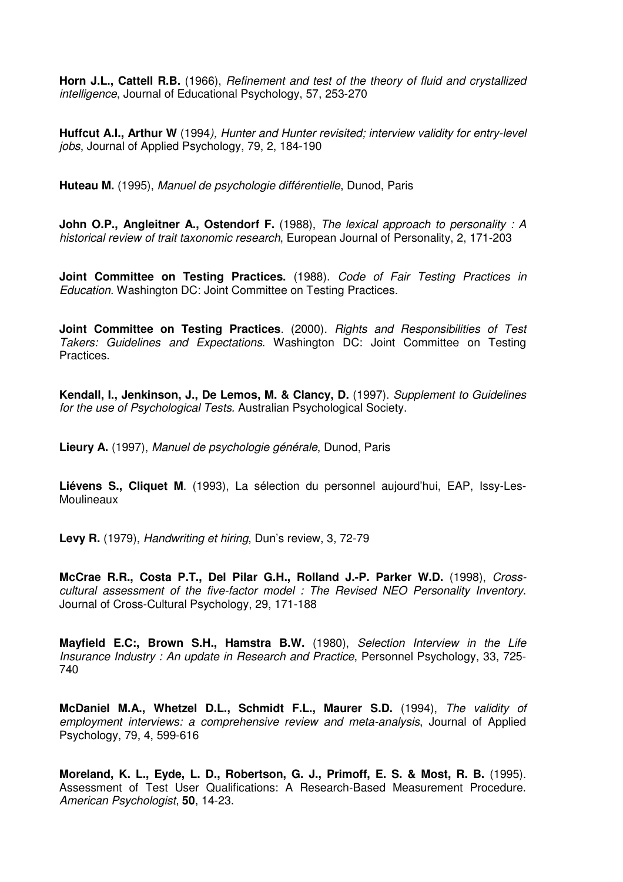**Horn J.L., Cattell R.B.** (1966), *Refinement and test of the theory of fluid and crystallized intelligence*, Journal of Educational Psychology, 57, 253-270

**Huffcut A.I., Arthur W** (1994*), Hunter and Hunter revisited; interview validity for entry-level jobs*, Journal of Applied Psychology, 79, 2, 184-190

**Huteau M.** (1995), *Manuel de psychologie différentielle*, Dunod, Paris

**John O.P., Angleitner A., Ostendorf F.** (1988), *The lexical approach to personality : A historical review of trait taxonomic research*, European Journal of Personality, 2, 171-203

**Joint Committee on Testing Practices.** (1988). *Code of Fair Testing Practices in Education*. Washington DC: Joint Committee on Testing Practices.

**Joint Committee on Testing Practices**. (2000). *Rights and Responsibilities of Test Takers: Guidelines and Expectations*. Washington DC: Joint Committee on Testing Practices.

**Kendall, I., Jenkinson, J., De Lemos, M. & Clancy, D.** (1997). *Supplement to Guidelines for the use of Psychological Tests*. Australian Psychological Society.

**Lieury A.** (1997), *Manuel de psychologie générale*, Dunod, Paris

**Liévens S., Cliquet M**. (1993), La sélection du personnel aujourd'hui, EAP, Issy-Les-Moulineaux

**Levy R.** (1979), *Handwriting et hiring*, Dun's review, 3, 72-79

**McCrae R.R., Costa P.T., Del Pilar G.H., Rolland J.-P. Parker W.D.** (1998), *Cross-cultural assessment of the five-factor model : The Revised NEO Personality Inventory*. Journal of Cross-Cultural Psychology, 29, 171-188

**Mayfield E.C:, Brown S.H., Hamstra B.W.** (1980), *Selection Interview in the Life Insurance Industry : An update in Research and Practice*, Personnel Psychology, 33, 725-740

**McDaniel M.A., Whetzel D.L., Schmidt F.L., Maurer S.D.** (1994), *The validity of employment interviews: a comprehensive review and meta-analysis*, Journal of Applied Psychology, 79, 4, 599-616

**Moreland, K. L., Eyde, L. D., Robertson, G. J., Primoff, E. S. & Most, R. B.** (1995). Assessment of Test User Qualifications: A Research-Based Measurement Procedure. *American Psychologist*, **50**, 14-23.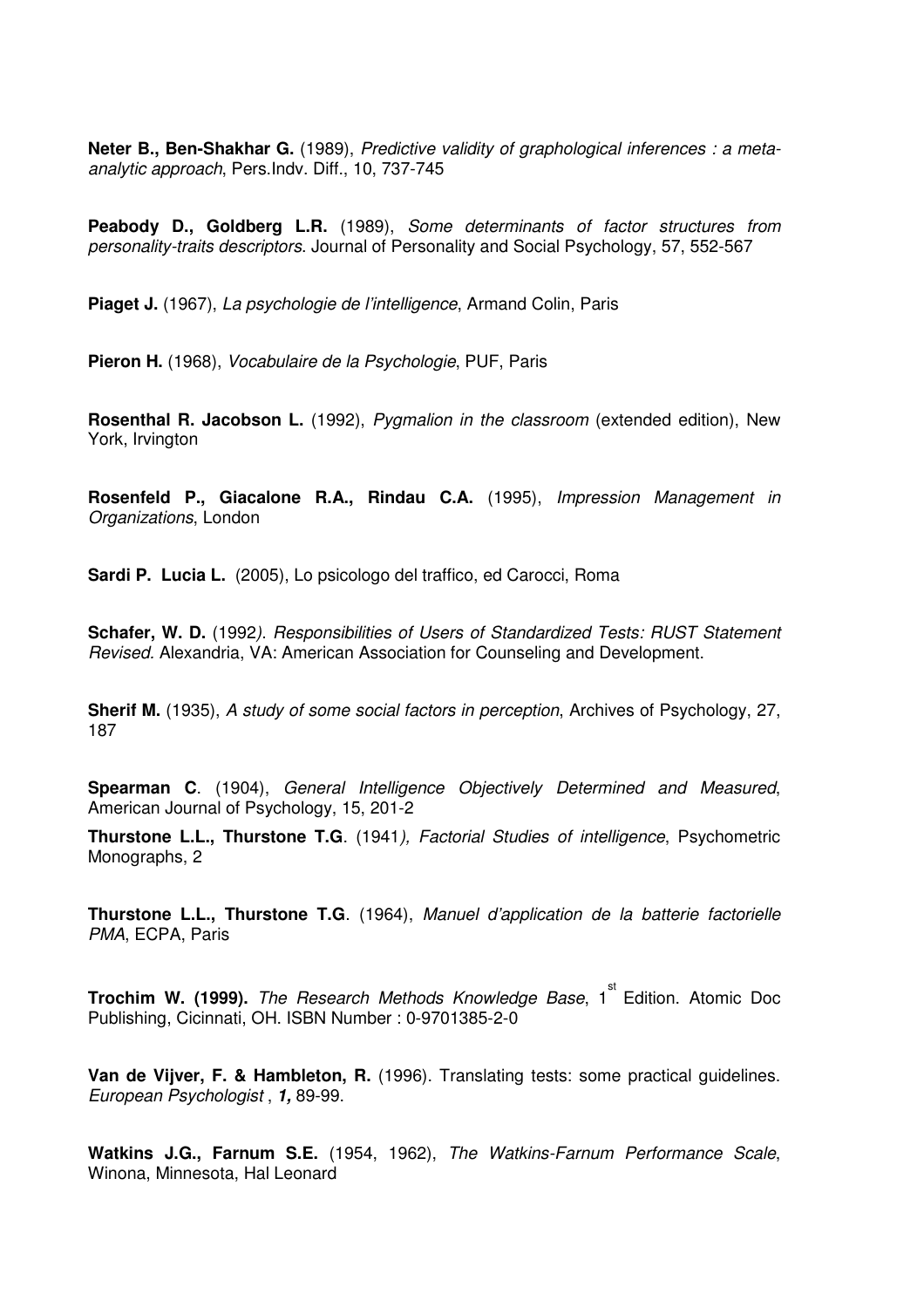**Neter B., Ben-Shakhar G.** (1989), *Predictive validity of graphological inferences : a meta-analytic approach*, Pers.Indv. Diff., 10, 737-745

**Peabody D., Goldberg L.R.** (1989), *Some determinants of factor structures from personality-traits descriptors*. Journal of Personality and Social Psychology, 57, 552-567

**Piaget J.** (1967), *La psychologie de l'intelligence*, Armand Colin, Paris

**Pieron H.** (1968), *Vocabulaire de la Psychologie*, PUF, Paris

**Rosenthal R. Jacobson L.** (1992), *Pygmalion in the classroom* (extended edition), New York, Irvington

**Rosenfeld P., Giacalone R.A., Rindau C.A.** (1995), *Impression Management in Organizations*, London

**Sardi P. Lucia L.** (2005), Lo psicologo del traffico, ed Carocci, Roma

**Schafer, W. D.** (1992*). Responsibilities of Users of Standardized Tests: RUST Statement Revised.* Alexandria, VA: American Association for Counseling and Development.

**Sherif M.** (1935), *A study of some social factors in perception*, Archives of Psychology, 27, 187

**Spearman C**. (1904), *General Intelligence Objectively Determined and Measured*, American Journal of Psychology, 15, 201-2

**Thurstone L.L., Thurstone T.G**. (1941*), Factorial Studies of intelligence*, Psychometric Monographs, 2

**Thurstone L.L., Thurstone T.G**. (1964), *Manuel d'application de la batterie factorielle PMA*, ECPA, Paris

**Trochim W. (1999).** *The Research Methods Knowledge Base*, 1st Edition. Atomic Doc Publishing, Cicinnati, OH. ISBN Number : 0-9701385-2-0

**Van de Vijver, F. & Hambleton, R.** (1996). Translating tests: some practical guidelines. *European Psychologist* , ***1,*** 89-99.

**Watkins J.G., Farnum S.E.** (1954, 1962), *The Watkins-Farnum Performance Scale*, Winona, Minnesota, Hal Leonard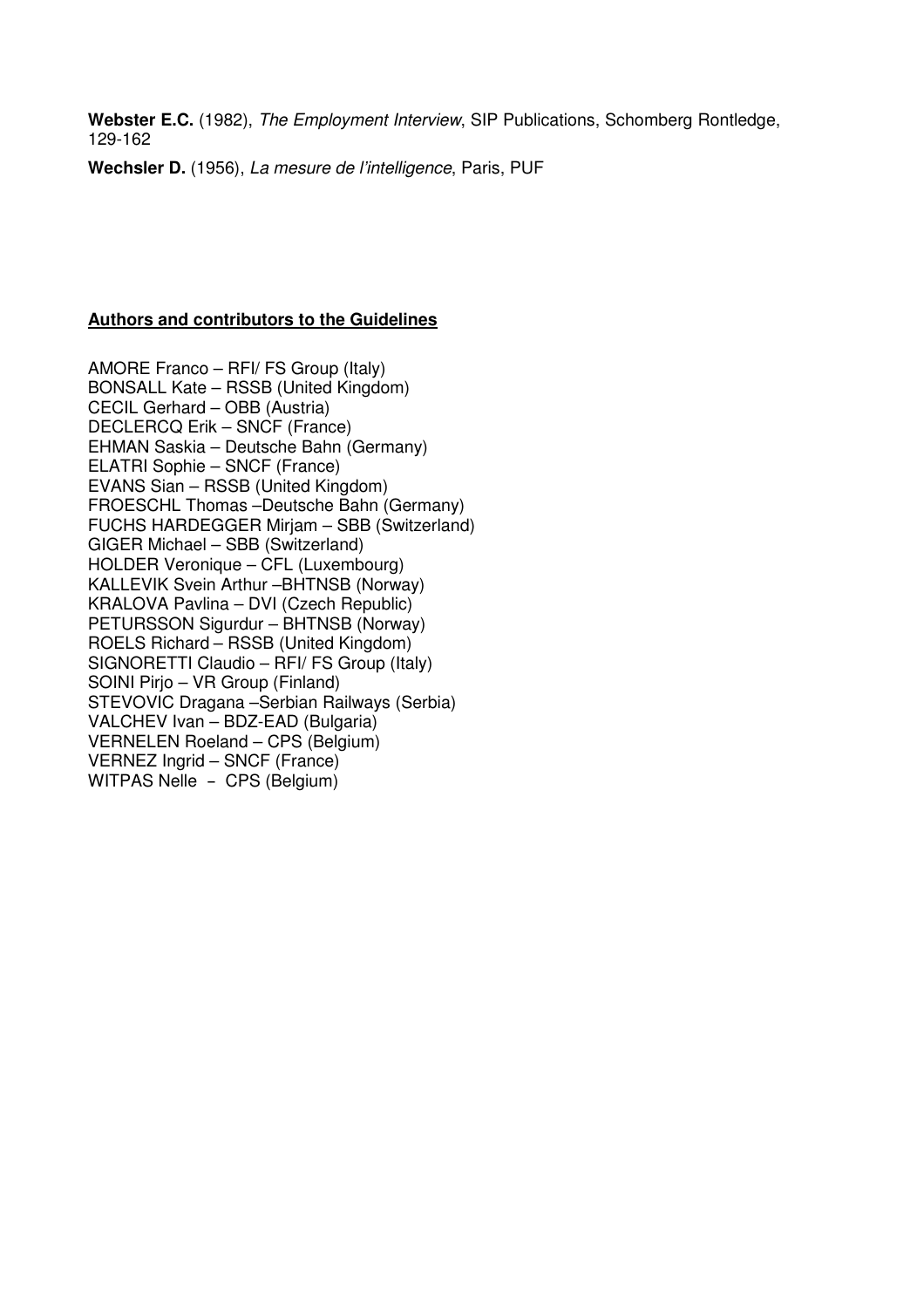**Webster E.C.** (1982), *The Employment Interview*, SIP Publications, Schomberg Rontledge, 129-162

**Wechsler D.** (1956), *La mesure de l'intelligence*, Paris, PUF

**Authors and contributors to the Guidelines**

AMORE Franco – RFI/ FS Group (Italy)
BONSALL Kate – RSSB (United Kingdom)
CECIL Gerhard – OBB (Austria)
DECLERCQ Erik – SNCF (France)
EHMAN Saskia – Deutsche Bahn (Germany)
ELATRI Sophie – SNCF (France)
EVANS Sian – RSSB (United Kingdom)
FROESCHL Thomas –Deutsche Bahn (Germany)
FUCHS HARDEGGER Mirjam – SBB (Switzerland)
GIGER Michael – SBB (Switzerland)
HOLDER Veronique – CFL (Luxembourg)
KALLEVIK Svein Arthur –BHTNSB (Norway)
KRALOVA Pavlina – DVI (Czech Republic)
PETURSSON Sigurdur – BHTNSB (Norway)
ROELS Richard – RSSB (United Kingdom)
SIGNORETTI Claudio – RFI/ FS Group (Italy)
SOINI Pirjo – VR Group (Finland)
STEVOVIC Dragana –Serbian Railways (Serbia)
VALCHEV Ivan – BDZ-EAD (Bulgaria)
VERNELEN Roeland – CPS (Belgium)
VERNEZ Ingrid – SNCF (France)
WITPAS Nelle - CPS (Belgium)